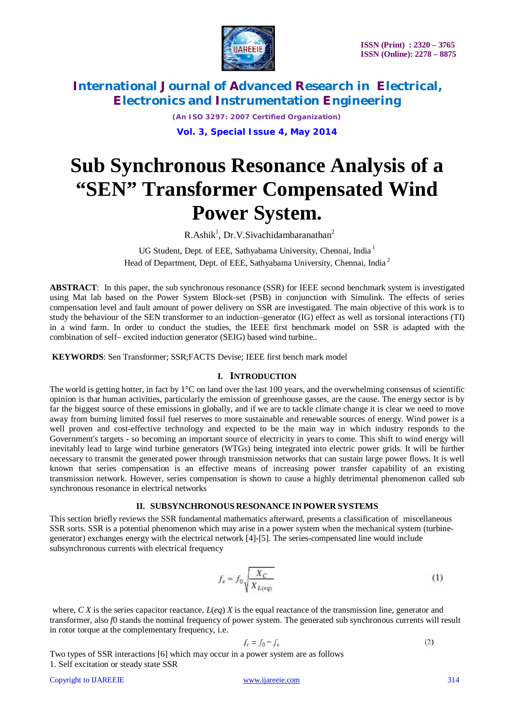# Sub Synchronous Resonance Analysis of a "SEN" Transformer Compensated Wind Power System.

R.Ashik[1], Dr.V.Sivachidambaranathan[2]

UG Student, Dept. of EEE, Sathyabama University, Chennai, India [1]

Head of Department, Dept. of EEE, Sathyabama University, Chennai, India [2]

**ABSTRACT**: In this paper, the sub synchronous resonance (SSR) for IEEE second benchmark system is investigated using Mat lab based on the Power System Block-set (PSB) in conjunction with Simulink. The effects of series compensation level and fault amount of power delivery on SSR are investigated. The main objective of this work is to study the behaviour of the SEN transformer to an induction–generator (IG) effect as well as torsional interactions (TI) in a wind farm. In order to conduct the studies, the IEEE first benchmark model on SSR is adapted with the combination of self– excited induction generator (SEIG) based wind turbine..

**KEYWORDS**: Sen Transformer; SSR;FACTS Devise; IEEE first bench mark model

## I. INTRODUCTION

The world is getting hotter, in fact by 1°C on land over the last 100 years, and the overwhelming consensus of scientific opinion is that human activities, particularly the emission of greenhouse gasses, are the cause. The energy sector is by far the biggest source of these emissions in globally, and if we are to tackle climate change it is clear we need to move away from burning limited fossil fuel reserves to more sustainable and renewable sources of energy. Wind power is a well proven and cost-effective technology and expected to be the main way in which industry responds to the Government's targets - so becoming an important source of electricity in years to come. This shift to wind energy will inevitably lead to large wind turbine generators (WTGs) being integrated into electric power grids. It will be further necessary to transmit the generated power through transmission networks that can sustain large power flows. It is well known that series compensation is an effective means of increasing power transfer capability of an existing transmission network. However, series compensation is shown to cause a highly detrimental phenomenon called sub synchronous resonance in electrical networks

## II. SUBSYNCHRONOUS RESONANCE IN POWER SYSTEMS

This section briefly reviews the SSR fundamental mathematics afterward, presents a classification of miscellaneous SSR sorts. SSR is a potential phenomenon which may arise in a power system when the mechanical system (turbine-generator) exchanges energy with the electrical network [4]-[5]. The series-compensated line would include subsynchronous currents with electrical frequency

$$f_e = f_0 \sqrt{\frac{X_C}{X_{L(eq)}}} \qquad (1)$$

where, $X_C$ is the series capacitor reactance, $X_{L(eq)}$ is the equal reactance of the transmission line, generator and transformer, also $f_0$ stands the nominal frequency of power system. The generated sub synchronous currents will result in rotor torque at the complementary frequency, i.e.

$$f_r = f_0 - f_e \qquad (2)$$

Two types of SSR interactions [6] which may occur in a power system are as follows

1. Self excitation or steady state SSR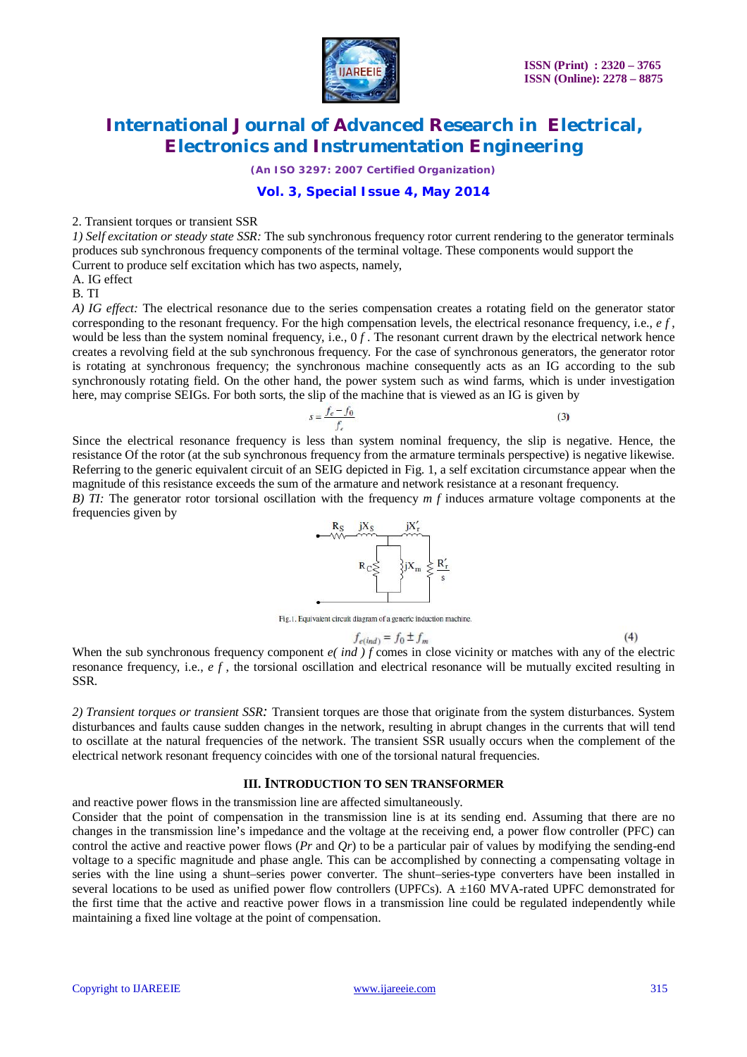2. Transient torques or transient SSR

*1) Self excitation or steady state SSR:* The sub synchronous frequency rotor current rendering to the generator terminals produces sub synchronous frequency components of the terminal voltage. These components would support the Current to produce self excitation which has two aspects, namely,

A. IG effect

B. TI

*A) IG effect:* The electrical resonance due to the series compensation creates a rotating field on the generator stator corresponding to the resonant frequency. For the high compensation levels, the electrical resonance frequency, i.e., $e\, f$, would be less than the system nominal frequency, i.e., $0\, f$. The resonant current drawn by the electrical network hence creates a revolving field at the sub synchronous frequency. For the case of synchronous generators, the generator rotor is rotating at synchronous frequency; the synchronous machine consequently acts as an IG according to the sub synchronously rotating field. On the other hand, the power system such as wind farms, which is under investigation here, may comprise SEIGs. For both sorts, the slip of the machine that is viewed as an IG is given by

$$s = \frac{f_e - f_0}{f_e} \tag{3}$$

Since the electrical resonance frequency is less than system nominal frequency, the slip is negative. Hence, the resistance Of the rotor (at the sub synchronous frequency from the armature terminals perspective) is negative likewise. Referring to the generic equivalent circuit of an SEIG depicted in Fig. 1, a self excitation circumstance appear when the magnitude of this resistance exceeds the sum of the armature and network resistance at a resonant frequency.

*B) TI:* The generator rotor torsional oscillation with the frequency $m\, f$ induces armature voltage components at the frequencies given by

Fig. 1. Equivalent circuit diagram of a generic induction machine.

$$f_{e(ind)} = f_0 \pm f_m \tag{4}$$

When the sub synchronous frequency component $e(\,ind\,)\, f$ comes in close vicinity or matches with any of the electric resonance frequency, i.e., $e\, f$, the torsional oscillation and electrical resonance will be mutually excited resulting in SSR.

*2) Transient torques or transient SSR:* Transient torques are those that originate from the system disturbances. System disturbances and faults cause sudden changes in the network, resulting in abrupt changes in the currents that will tend to oscillate at the natural frequencies of the network. The transient SSR usually occurs when the complement of the electrical network resonant frequency coincides with one of the torsional natural frequencies.

## III. INTRODUCTION TO SEN TRANSFORMER

and reactive power flows in the transmission line are affected simultaneously.

Consider that the point of compensation in the transmission line is at its sending end. Assuming that there are no changes in the transmission line's impedance and the voltage at the receiving end, a power flow controller (PFC) can control the active and reactive power flows (*Pr* and *Qr*) to be a particular pair of values by modifying the sending-end voltage to a specific magnitude and phase angle. This can be accomplished by connecting a compensating voltage in series with the line using a shunt–series power converter. The shunt–series-type converters have been installed in several locations to be used as unified power flow controllers (UPFCs). A ±160 MVA-rated UPFC demonstrated for the first time that the active and reactive power flows in a transmission line could be regulated independently while maintaining a fixed line voltage at the point of compensation.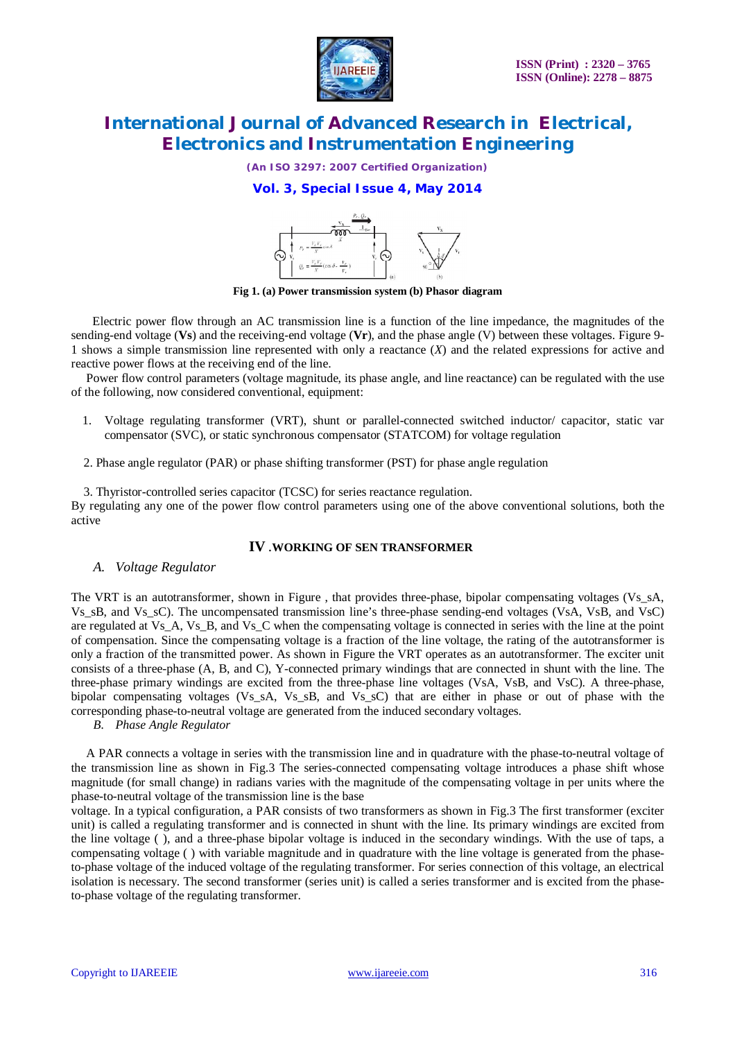Fig 1. (a) Power transmission system (b) Phasor diagram

Electric power flow through an AC transmission line is a function of the line impedance, the magnitudes of the sending-end voltage (**Vs**) and the receiving-end voltage (**Vr**), and the phase angle (V) between these voltages. Figure 9-1 shows a simple transmission line represented with only a reactance (*X*) and the related expressions for active and reactive power flows at the receiving end of the line.

Power flow control parameters (voltage magnitude, its phase angle, and line reactance) can be regulated with the use of the following, now considered conventional, equipment:

1. Voltage regulating transformer (VRT), shunt or parallel-connected switched inductor/ capacitor, static var compensator (SVC), or static synchronous compensator (STATCOM) for voltage regulation
2. Phase angle regulator (PAR) or phase shifting transformer (PST) for phase angle regulation
3. Thyristor-controlled series capacitor (TCSC) for series reactance regulation.

By regulating any one of the power flow control parameters using one of the above conventional solutions, both the active

## IV .WORKING OF SEN TRANSFORMER

### *A. Voltage Regulator*

The VRT is an autotransformer, shown in Figure , that provides three-phase, bipolar compensating voltages (Vs_sA, Vs_sB, and Vs_sC). The uncompensated transmission line's three-phase sending-end voltages (VsA, VsB, and VsC) are regulated at Vs_A, Vs_B, and Vs_C when the compensating voltage is connected in series with the line at the point of compensation. Since the compensating voltage is a fraction of the line voltage, the rating of the autotransformer is only a fraction of the transmitted power. As shown in Figure the VRT operates as an autotransformer. The exciter unit consists of a three-phase (A, B, and C), Y-connected primary windings that are connected in shunt with the line. The three-phase primary windings are excited from the three-phase line voltages (VsA, VsB, and VsC). A three-phase, bipolar compensating voltages (Vs_sA, Vs_sB, and Vs_sC) that are either in phase or out of phase with the corresponding phase-to-neutral voltage are generated from the induced secondary voltages.

### *B. Phase Angle Regulator*

A PAR connects a voltage in series with the transmission line and in quadrature with the phase-to-neutral voltage of the transmission line as shown in Fig.3 The series-connected compensating voltage introduces a phase shift whose magnitude (for small change) in radians varies with the magnitude of the compensating voltage in per units where the phase-to-neutral voltage of the transmission line is the base voltage. In a typical configuration, a PAR consists of two transformers as shown in Fig.3 The first transformer (exciter unit) is called a regulating transformer and is connected in shunt with the line. Its primary windings are excited from the line voltage ( ), and a three-phase bipolar voltage is induced in the secondary windings. With the use of taps, a compensating voltage ( ) with variable magnitude and in quadrature with the line voltage is generated from the phase-to-phase voltage of the induced voltage of the regulating transformer. For series connection of this voltage, an electrical isolation is necessary. The second transformer (series unit) is called a series transformer and is excited from the phase-to-phase voltage of the regulating transformer.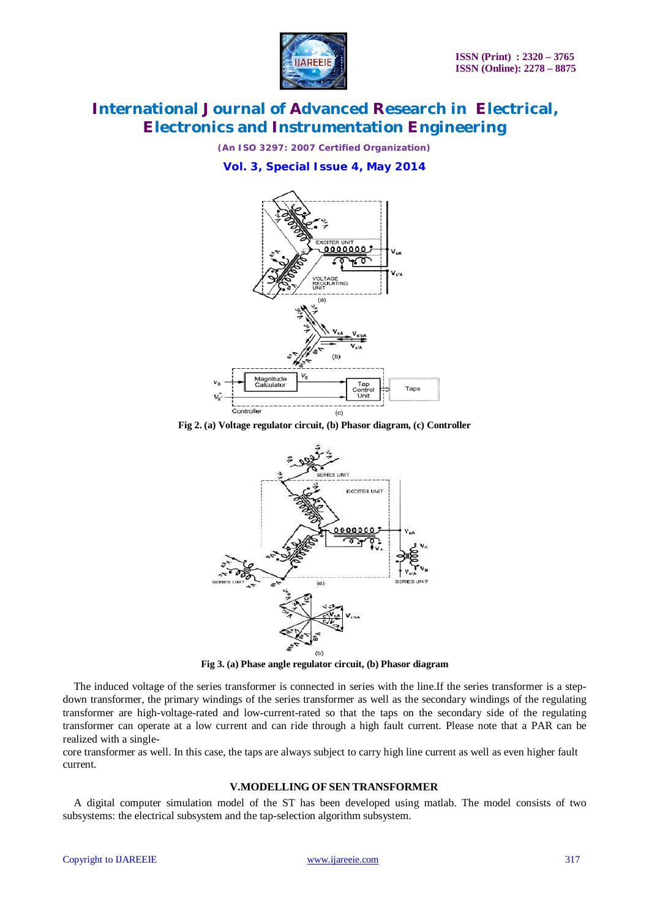Fig 2. (a) Voltage regulator circuit, (b) Phasor diagram, (c) Controller

Fig 3. (a) Phase angle regulator circuit, (b) Phasor diagram

The induced voltage of the series transformer is connected in series with the line.If the series transformer is a step-down transformer, the primary windings of the series transformer as well as the secondary windings of the regulating transformer are high-voltage-rated and low-current-rated so that the taps on the secondary side of the regulating transformer can operate at a low current and can ride through a high fault current. Please note that a PAR can be realized with a single-core transformer as well. In this case, the taps are always subject to carry high line current as well as even higher fault current.

## V.MODELLING OF SEN TRANSFORMER

A digital computer simulation model of the ST has been developed using matlab. The model consists of two subsystems: the electrical subsystem and the tap-selection algorithm subsystem.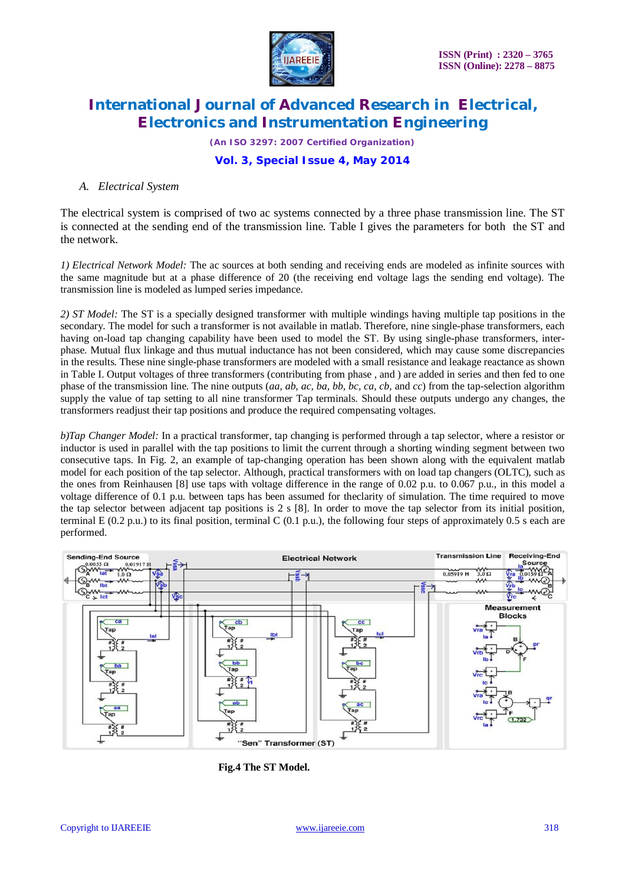### A. *Electrical System*

The electrical system is comprised of two ac systems connected by a three phase transmission line. The ST is connected at the sending end of the transmission line. Table I gives the parameters for both the ST and the network.

*1) Electrical Network Model:* The ac sources at both sending and receiving ends are modeled as infinite sources with the same magnitude but at a phase difference of 20 (the receiving end voltage lags the sending end voltage). The transmission line is modeled as lumped series impedance.

*2) ST Model:* The ST is a specially designed transformer with multiple windings having multiple tap positions in the secondary. The model for such a transformer is not available in matlab. Therefore, nine single-phase transformers, each having on-load tap changing capability have been used to model the ST. By using single-phase transformers, inter-phase. Mutual flux linkage and thus mutual inductance has not been considered, which may cause some discrepancies in the results. These nine single-phase transformers are modeled with a small resistance and leakage reactance as shown in Table I. Output voltages of three transformers (contributing from phase , and ) are added in series and then fed to one phase of the transmission line. The nine outputs (*aa, ab, ac, ba, bb, bc, ca, cb,* and *cc*) from the tap-selection algorithm supply the value of tap setting to all nine transformer Tap terminals. Should these outputs undergo any changes, the transformers readjust their tap positions and produce the required compensating voltages.

*b)Tap Changer Model:* In a practical transformer, tap changing is performed through a tap selector, where a resistor or inductor is used in parallel with the tap positions to limit the current through a shorting winding segment between two consecutive taps. In Fig. 2, an example of tap-changing operation has been shown along with the equivalent matlab model for each position of the tap selector. Although, practical transformers with on load tap changers (OLTC), such as the ones from Reinhausen [8] use taps with voltage difference in the range of 0.02 p.u. to 0.067 p.u., in this model a voltage difference of 0.1 p.u. between taps has been assumed for theclarity of simulation. The time required to move the tap selector between adjacent tap positions is 2 s [8]. In order to move the tap selector from its initial position, terminal E (0.2 p.u.) to its final position, terminal C (0.1 p.u.), the following four steps of approximately 0.5 s each are performed.

**Fig.4 The ST Model.**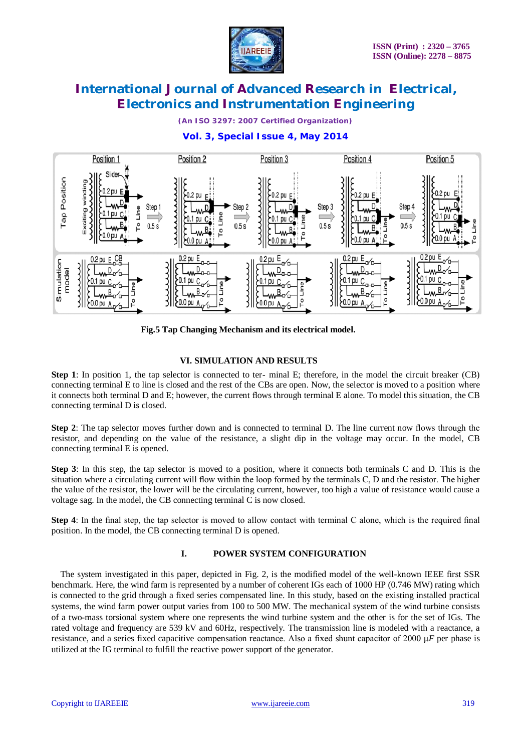Fig.5 Tap Changing Mechanism and its electrical model.

## VI. SIMULATION AND RESULTS

**Step 1**: In position 1, the tap selector is connected to ter- minal E; therefore, in the model the circuit breaker (CB) connecting terminal E to line is closed and the rest of the CBs are open. Now, the selector is moved to a position where it connects both terminal D and E; however, the current flows through terminal E alone. To model this situation, the CB connecting terminal D is closed.

**Step 2**: The tap selector moves further down and is connected to terminal D. The line current now flows through the resistor, and depending on the value of the resistance, a slight dip in the voltage may occur. In the model, CB connecting terminal E is opened.

**Step 3**: In this step, the tap selector is moved to a position, where it connects both terminals C and D. This is the situation where a circulating current will flow within the loop formed by the terminals C, D and the resistor. The higher the value of the resistor, the lower will be the circulating current, however, too high a value of resistance would cause a voltage sag. In the model, the CB connecting terminal C is now closed.

**Step 4**: In the final step, the tap selector is moved to allow contact with terminal C alone, which is the required final position. In the model, the CB connecting terminal D is opened.

## I. POWER SYSTEM CONFIGURATION

The system investigated in this paper, depicted in Fig. 2, is the modified model of the well-known IEEE first SSR benchmark. Here, the wind farm is represented by a number of coherent IGs each of 1000 HP (0.746 MW) rating which is connected to the grid through a fixed series compensated line. In this study, based on the existing installed practical systems, the wind farm power output varies from 100 to 500 MW. The mechanical system of the wind turbine consists of a two-mass torsional system where one represents the wind turbine system and the other is for the set of IGs. The rated voltage and frequency are 539 kV and 60Hz, respectively. The transmission line is modeled with a reactance, a resistance, and a series fixed capacitive compensation reactance. Also a fixed shunt capacitor of 2000 $\mu F$ per phase is utilized at the IG terminal to fulfill the reactive power support of the generator.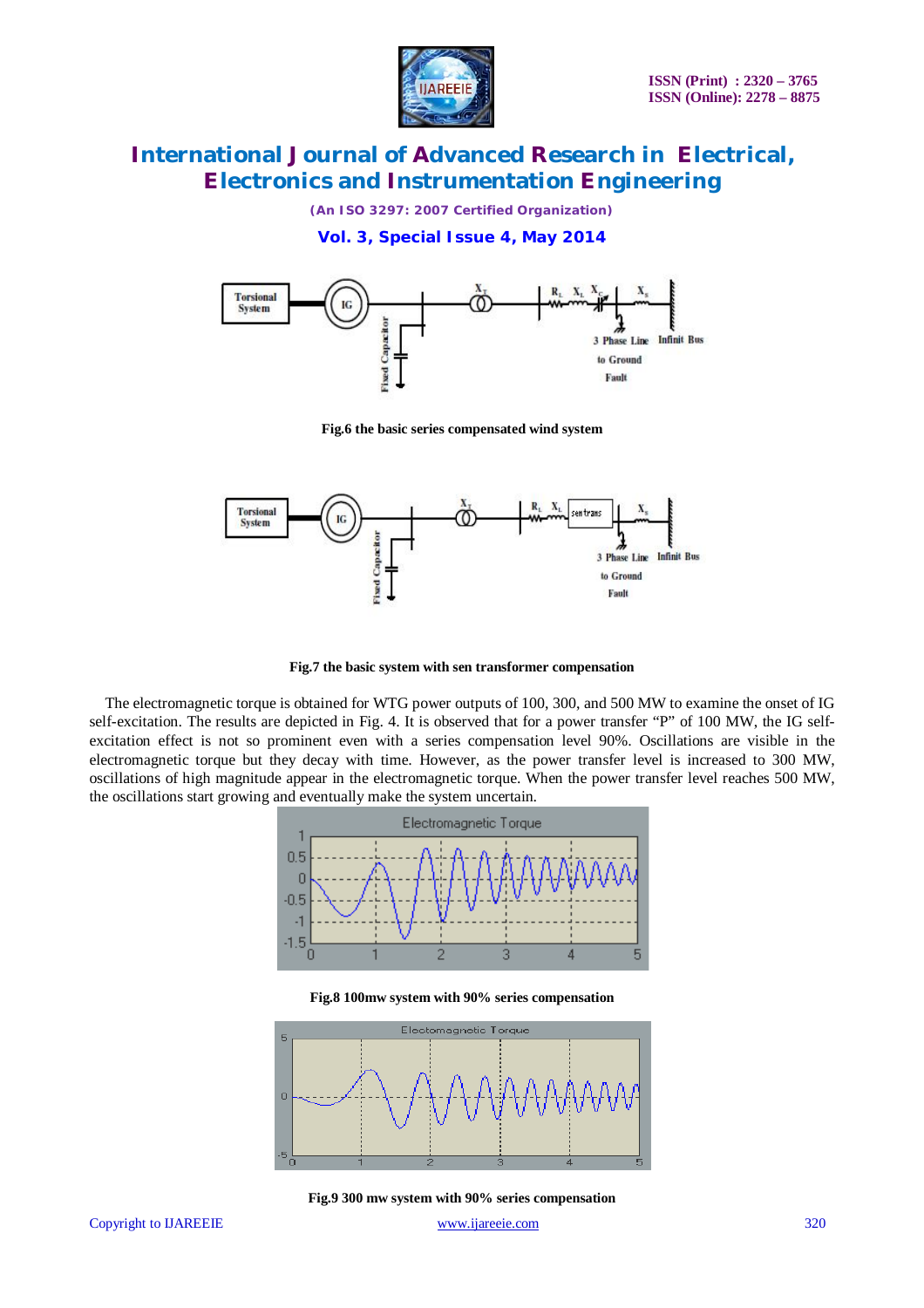Fig.6 the basic series compensated wind system

Fig.7 the basic system with sen transformer compensation

The electromagnetic torque is obtained for WTG power outputs of 100, 300, and 500 MW to examine the onset of IG self-excitation. The results are depicted in Fig. 4. It is observed that for a power transfer "P" of 100 MW, the IG self-excitation effect is not so prominent even with a series compensation level 90%. Oscillations are visible in the electromagnetic torque but they decay with time. However, as the power transfer level is increased to 300 MW, oscillations of high magnitude appear in the electromagnetic torque. When the power transfer level reaches 500 MW, the oscillations start growing and eventually make the system uncertain.

Fig.8 100mw system with 90% series compensation

Fig.9 300 mw system with 90% series compensation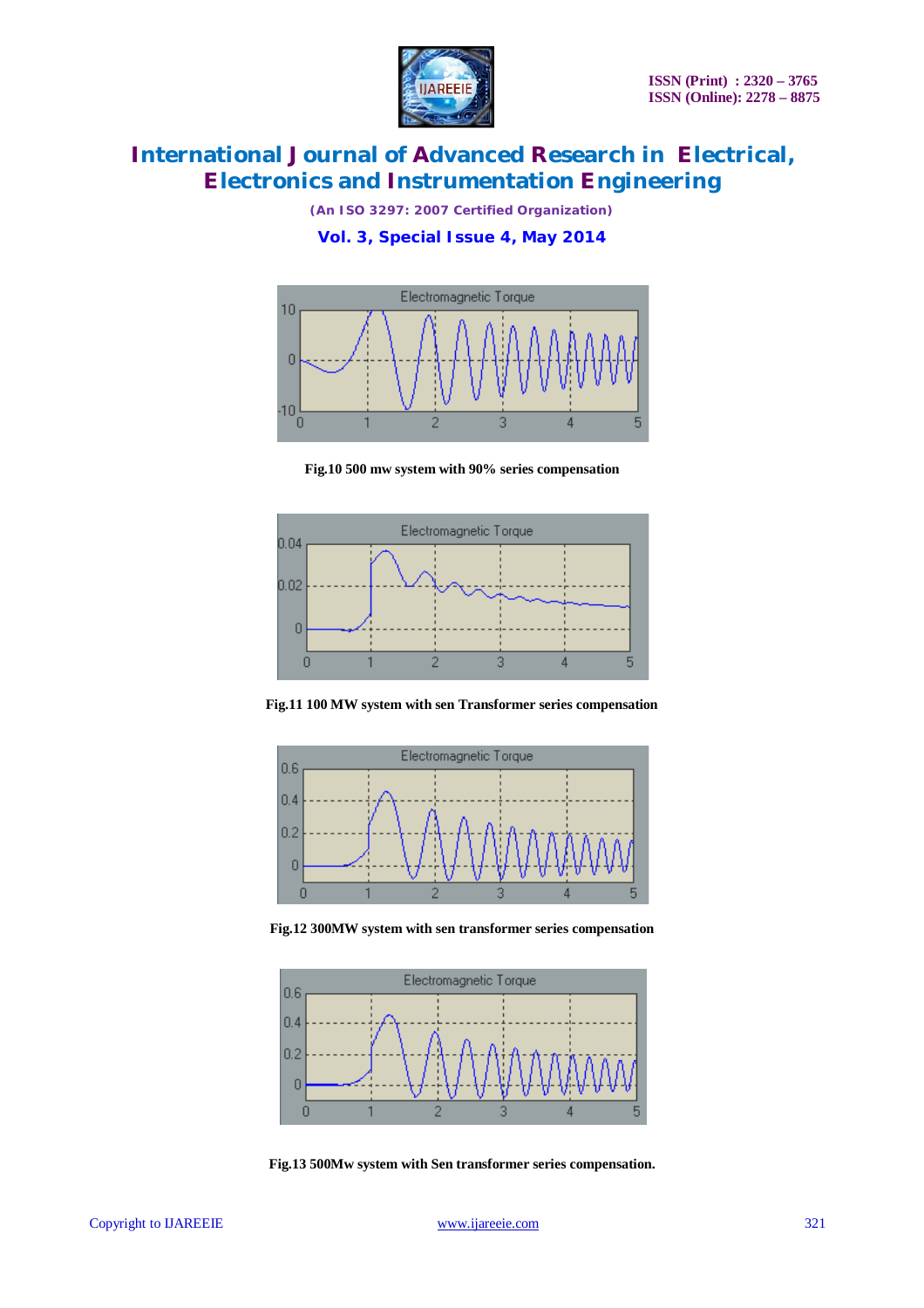Fig.10 500 mw system with 90% series compensation

Fig.11 100 MW system with sen Transformer series compensation

Fig.12 300MW system with sen transformer series compensation

Fig.13 500Mw system with Sen transformer series compensation.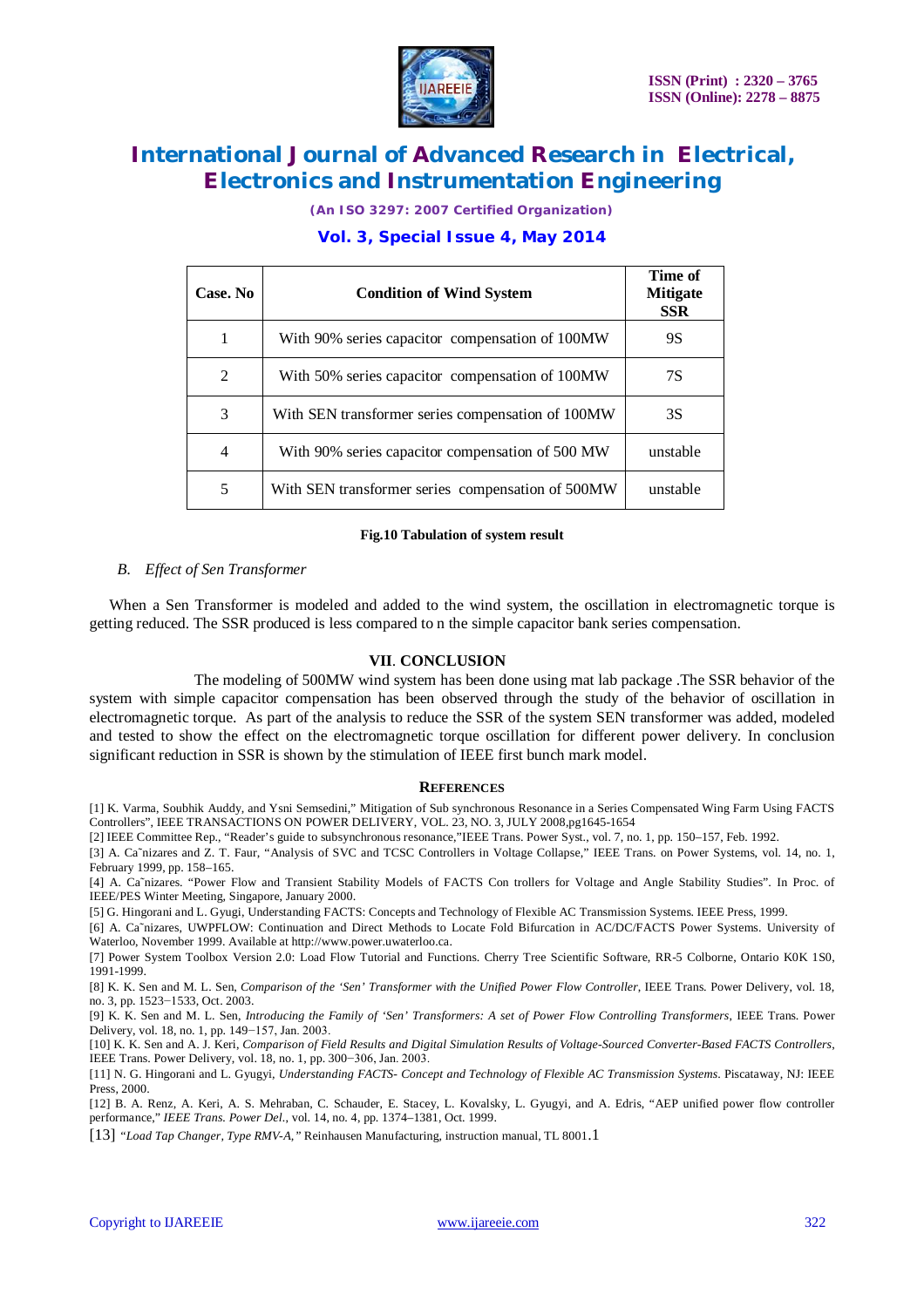| Case. No | Condition of Wind System | Time of Mitigate SSR |
|---|---|---|
| 1 | With 90% series capacitor compensation of 100MW | 9S |
| 2 | With 50% series capacitor compensation of 100MW | 7S |
| 3 | With SEN transformer series compensation of 100MW | 3S |
| 4 | With 90% series capacitor compensation of 500 MW | unstable |
| 5 | With SEN transformer series compensation of 500MW | unstable |

**Fig.10 Tabulation of system result**

### *B. Effect of Sen Transformer*

When a Sen Transformer is modeled and added to the wind system, the oscillation in electromagnetic torque is getting reduced. The SSR produced is less compared to n the simple capacitor bank series compensation.

## VII. CONCLUSION

The modeling of 500MW wind system has been done using mat lab package .The SSR behavior of the system with simple capacitor compensation has been observed through the study of the behavior of oscillation in electromagnetic torque. As part of the analysis to reduce the SSR of the system SEN transformer was added, modeled and tested to show the effect on the electromagnetic torque oscillation for different power delivery. In conclusion significant reduction in SSR is shown by the stimulation of IEEE first bunch mark model.

## REFERENCES

[1] K. Varma, Soubhik Auddy, and Ysni Semsedini," Mitigation of Sub synchronous Resonance in a Series Compensated Wing Farm Using FACTS Controllers", IEEE TRANSACTIONS ON POWER DELIVERY, VOL. 23, NO. 3, JULY 2008,pg1645-1654

[2] IEEE Committee Rep., "Reader's guide to subsynchronous resonance,"IEEE Trans. Power Syst., vol. 7, no. 1, pp. 150–157, Feb. 1992.

[3] A. Ca˜nizares and Z. T. Faur, "Analysis of SVC and TCSC Controllers in Voltage Collapse," IEEE Trans. on Power Systems, vol. 14, no. 1, February 1999, pp. 158–165.

[4] A. Ca˜nizares. "Power Flow and Transient Stability Models of FACTS Con trollers for Voltage and Angle Stability Studies". In Proc. of IEEE/PES Winter Meeting, Singapore, January 2000.

[5] G. Hingorani and L. Gyugi, Understanding FACTS: Concepts and Technology of Flexible AC Transmission Systems. IEEE Press, 1999.

[6] A. Ca˜nizares, UWPFLOW: Continuation and Direct Methods to Locate Fold Bifurcation in AC/DC/FACTS Power Systems. University of Waterloo, November 1999. Available at http://www.power.uwaterloo.ca.

[7] Power System Toolbox Version 2.0: Load Flow Tutorial and Functions. Cherry Tree Scientific Software, RR-5 Colborne, Ontario K0K 1S0, 1991-1999.

[8] K. K. Sen and M. L. Sen, *Comparison of the 'Sen' Transformer with the Unified Power Flow Controller*, IEEE Trans. Power Delivery, vol. 18, no. 3, pp. 1523−1533, Oct. 2003.

[9] K. K. Sen and M. L. Sen, *Introducing the Family of 'Sen' Transformers: A set of Power Flow Controlling Transformers*, IEEE Trans. Power Delivery, vol. 18, no. 1, pp. 149−157, Jan. 2003.

[10] K. K. Sen and A. J. Keri, *Comparison of Field Results and Digital Simulation Results of Voltage-Sourced Converter-Based FACTS Controllers*, IEEE Trans. Power Delivery, vol. 18, no. 1, pp. 300−306, Jan. 2003.

[11] N. G. Hingorani and L. Gyugyi, *Understanding FACTS- Concept and Technology of Flexible AC Transmission Systems*. Piscataway, NJ: IEEE Press, 2000.

[12] B. A. Renz, A. Keri, A. S. Mehraban, C. Schauder, E. Stacey, L. Kovalsky, L. Gyugyi, and A. Edris, "AEP unified power flow controller performance," *IEEE Trans. Power Del.*, vol. 14, no. 4, pp. 1374–1381, Oct. 1999.

[13] *"Load Tap Changer, Type RMV-A,"* Reinhausen Manufacturing, instruction manual, TL 8001.1